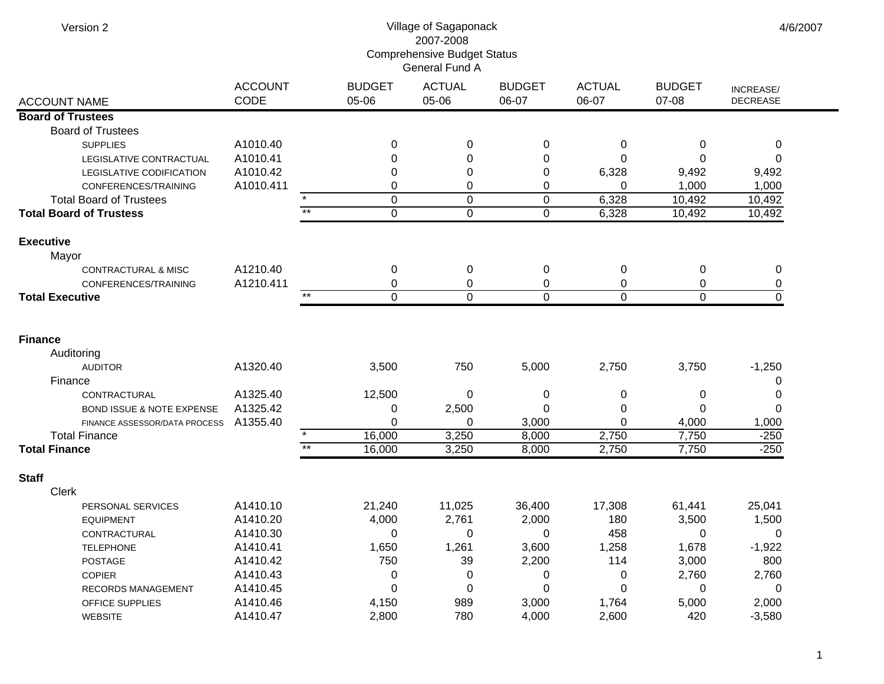Version 2

4/6/2007

# Village of Sagaponack
## 2007-2008
## Comprehensive Budget Status
## General Fund A

| ACCOUNT NAME | ACCOUNT CODE | | BUDGET 05-06 | ACTUAL 05-06 | BUDGET 06-07 | ACTUAL 06-07 | BUDGET 07-08 | INCREASE/ DECREASE |
|---|---|---|---|---|---|---|---|---|
| **Board of Trustees** | | | | | | | | |
| Board of Trustees | | | | | | | | |
| SUPPLIES | A1010.40 | | 0 | 0 | 0 | 0 | 0 | 0 |
| LEGISLATIVE CONTRACTUAL | A1010.41 | | 0 | 0 | 0 | 0 | 0 | 0 |
| LEGISLATIVE CODIFICATION | A1010.42 | | 0 | 0 | 0 | 6,328 | 9,492 | 9,492 |
| CONFERENCES/TRAINING | A1010.411 | | 0 | 0 | 0 | 0 | 1,000 | 1,000 |
| Total Board of Trustees | | * | 0 | 0 | 0 | 6,328 | 10,492 | 10,492 |
| **Total Board of Trustess** | | ** | 0 | 0 | 0 | 6,328 | 10,492 | 10,492 |
| **Executive** | | | | | | | | |
| Mayor | | | | | | | | |
| CONTRACTURAL & MISC | A1210.40 | | 0 | 0 | 0 | 0 | 0 | 0 |
| CONFERENCES/TRAINING | A1210.411 | | 0 | 0 | 0 | 0 | 0 | 0 |
| **Total Executive** | | ** | 0 | 0 | 0 | 0 | 0 | 0 |
| **Finance** | | | | | | | | |
| Auditoring | | | | | | | | |
| AUDITOR | A1320.40 | | 3,500 | 750 | 5,000 | 2,750 | 3,750 | -1,250 |
| Finance | | | | | | | | 0 |
| CONTRACTURAL | A1325.40 | | 12,500 | 0 | 0 | 0 | 0 | 0 |
| BOND ISSUE & NOTE EXPENSE | A1325.42 | | 0 | 2,500 | 0 | 0 | 0 | 0 |
| FINANCE ASSESSOR/DATA PROCESS | A1355.40 | | 0 | 0 | 3,000 | 0 | 4,000 | 1,000 |
| Total Finance | | * | 16,000 | 3,250 | 8,000 | 2,750 | 7,750 | -250 |
| **Total Finance** | | ** | 16,000 | 3,250 | 8,000 | 2,750 | 7,750 | -250 |
| **Staff** | | | | | | | | |
| Clerk | | | | | | | | |
| PERSONAL SERVICES | A1410.10 | | 21,240 | 11,025 | 36,400 | 17,308 | 61,441 | 25,041 |
| EQUIPMENT | A1410.20 | | 4,000 | 2,761 | 2,000 | 180 | 3,500 | 1,500 |
| CONTRACTURAL | A1410.30 | | 0 | 0 | 0 | 458 | 0 | 0 |
| TELEPHONE | A1410.41 | | 1,650 | 1,261 | 3,600 | 1,258 | 1,678 | -1,922 |
| POSTAGE | A1410.42 | | 750 | 39 | 2,200 | 114 | 3,000 | 800 |
| COPIER | A1410.43 | | 0 | 0 | 0 | 0 | 2,760 | 2,760 |
| RECORDS MANAGEMENT | A1410.45 | | 0 | 0 | 0 | 0 | 0 | 0 |
| OFFICE SUPPLIES | A1410.46 | | 4,150 | 989 | 3,000 | 1,764 | 5,000 | 2,000 |
| WEBSITE | A1410.47 | | 2,800 | 780 | 4,000 | 2,600 | 420 | -3,580 |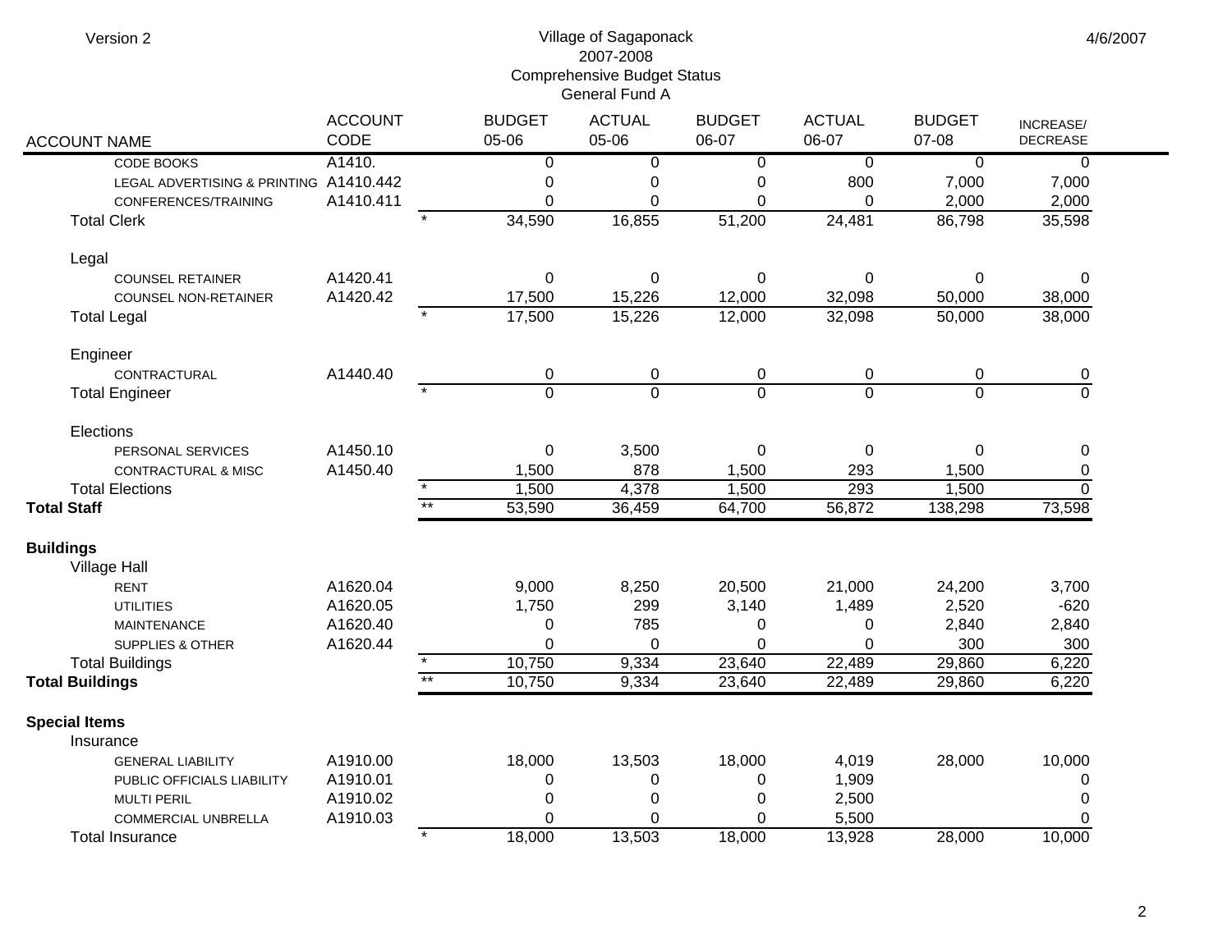Version 2

# Village of Sagaponack
## 2007-2008
## Comprehensive Budget Status
## General Fund A

4/6/2007

| ACCOUNT NAME | ACCOUNT CODE | | BUDGET 05-06 | ACTUAL 05-06 | BUDGET 06-07 | ACTUAL 06-07 | BUDGET 07-08 | INCREASE/ DECREASE |
|---|---|---|---|---|---|---|---|---|
| CODE BOOKS | A1410. | | 0 | 0 | 0 | 0 | 0 | 0 |
| LEGAL ADVERTISING & PRINTING | A1410.442 | | 0 | 0 | 0 | 800 | 7,000 | 7,000 |
| CONFERENCES/TRAINING | A1410.411 | | 0 | 0 | 0 | 0 | 2,000 | 2,000 |
| Total Clerk | | * | 34,590 | 16,855 | 51,200 | 24,481 | 86,798 | 35,598 |
| | | | | | | | | |
| Legal | | | | | | | | |
| COUNSEL RETAINER | A1420.41 | | 0 | 0 | 0 | 0 | 0 | 0 |
| COUNSEL NON-RETAINER | A1420.42 | | 17,500 | 15,226 | 12,000 | 32,098 | 50,000 | 38,000 |
| Total Legal | | * | 17,500 | 15,226 | 12,000 | 32,098 | 50,000 | 38,000 |
| | | | | | | | | |
| Engineer | | | | | | | | |
| CONTRACTURAL | A1440.40 | | 0 | 0 | 0 | 0 | 0 | 0 |
| Total Engineer | | * | 0 | 0 | 0 | 0 | 0 | 0 |
| | | | | | | | | |
| Elections | | | | | | | | |
| PERSONAL SERVICES | A1450.10 | | 0 | 3,500 | 0 | 0 | 0 | 0 |
| CONTRACTURAL & MISC | A1450.40 | | 1,500 | 878 | 1,500 | 293 | 1,500 | 0 |
| Total Elections | | * | 1,500 | 4,378 | 1,500 | 293 | 1,500 | 0 |
| **Total Staff** | | ** | 53,590 | 36,459 | 64,700 | 56,872 | 138,298 | 73,598 |
| | | | | | | | | |
| **Buildings** | | | | | | | | |
| Village Hall | | | | | | | | |
| RENT | A1620.04 | | 9,000 | 8,250 | 20,500 | 21,000 | 24,200 | 3,700 |
| UTILITIES | A1620.05 | | 1,750 | 299 | 3,140 | 1,489 | 2,520 | -620 |
| MAINTENANCE | A1620.40 | | 0 | 785 | 0 | 0 | 2,840 | 2,840 |
| SUPPLIES & OTHER | A1620.44 | | 0 | 0 | 0 | 0 | 300 | 300 |
| Total Buildings | | * | 10,750 | 9,334 | 23,640 | 22,489 | 29,860 | 6,220 |
| **Total Buildings** | | ** | 10,750 | 9,334 | 23,640 | 22,489 | 29,860 | 6,220 |
| | | | | | | | | |
| **Special Items** | | | | | | | | |
| Insurance | | | | | | | | |
| GENERAL LIABILITY | A1910.00 | | 18,000 | 13,503 | 18,000 | 4,019 | 28,000 | 10,000 |
| PUBLIC OFFICIALS LIABILITY | A1910.01 | | 0 | 0 | 0 | 1,909 | | 0 |
| MULTI PERIL | A1910.02 | | 0 | 0 | 0 | 2,500 | | 0 |
| COMMERCIAL UNBRELLA | A1910.03 | | 0 | 0 | 0 | 5,500 | | 0 |
| Total Insurance | | * | 18,000 | 13,503 | 18,000 | 13,928 | 28,000 | 10,000 |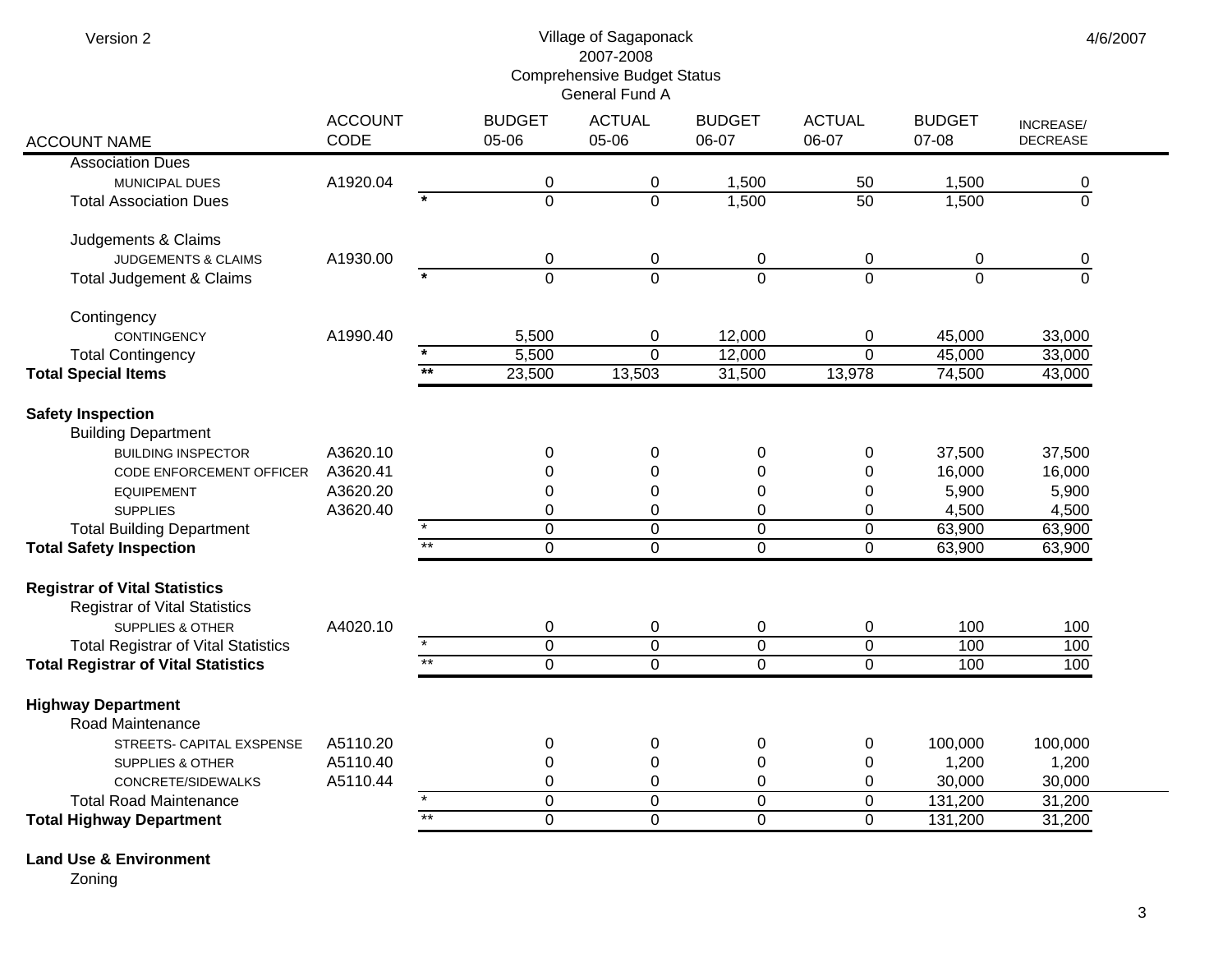Village of Sagaponack
2007-2008
Comprehensive Budget Status
General Fund A

| ACCOUNT NAME | ACCOUNT CODE | | BUDGET 05-06 | ACTUAL 05-06 | BUDGET 06-07 | ACTUAL 06-07 | BUDGET 07-08 | INCREASE/ DECREASE |
|---|---|---|---|---|---|---|---|---|
| Association Dues | | | | | | | | |
| MUNICIPAL DUES | A1920.04 | | 0 | 0 | 1,500 | 50 | 1,500 | 0 |
| Total Association Dues | | * | 0 | 0 | 1,500 | 50 | 1,500 | 0 |
| Judgements & Claims | | | | | | | | |
| JUDGEMENTS & CLAIMS | A1930.00 | | 0 | 0 | 0 | 0 | 0 | 0 |
| Total Judgement & Claims | | * | 0 | 0 | 0 | 0 | 0 | 0 |
| Contingency | | | | | | | | |
| CONTINGENCY | A1990.40 | | 5,500 | 0 | 12,000 | 0 | 45,000 | 33,000 |
| Total Contingency | | * | 5,500 | 0 | 12,000 | 0 | 45,000 | 33,000 |
| **Total Special Items** | | ** | 23,500 | 13,503 | 31,500 | 13,978 | 74,500 | 43,000 |
| **Safety Inspection** | | | | | | | | |
| Building Department | | | | | | | | |
| BUILDING INSPECTOR | A3620.10 | | 0 | 0 | 0 | 0 | 37,500 | 37,500 |
| CODE ENFORCEMENT OFFICER | A3620.41 | | 0 | 0 | 0 | 0 | 16,000 | 16,000 |
| EQUIPEMENT | A3620.20 | | 0 | 0 | 0 | 0 | 5,900 | 5,900 |
| SUPPLIES | A3620.40 | | 0 | 0 | 0 | 0 | 4,500 | 4,500 |
| Total Building Department | | * | 0 | 0 | 0 | 0 | 63,900 | 63,900 |
| **Total Safety Inspection** | | ** | 0 | 0 | 0 | 0 | 63,900 | 63,900 |
| **Registrar of Vital Statistics** | | | | | | | | |
| Registrar of Vital Statistics | | | | | | | | |
| SUPPLIES & OTHER | A4020.10 | | 0 | 0 | 0 | 0 | 100 | 100 |
| Total Registrar of Vital Statistics | | * | 0 | 0 | 0 | 0 | 100 | 100 |
| **Total Registrar of Vital Statistics** | | ** | 0 | 0 | 0 | 0 | 100 | 100 |
| **Highway Department** | | | | | | | | |
| Road Maintenance | | | | | | | | |
| STREETS- CAPITAL EXSPENSE | A5110.20 | | 0 | 0 | 0 | 0 | 100,000 | 100,000 |
| SUPPLIES & OTHER | A5110.40 | | 0 | 0 | 0 | 0 | 1,200 | 1,200 |
| CONCRETE/SIDEWALKS | A5110.44 | | 0 | 0 | 0 | 0 | 30,000 | 30,000 |
| Total Road Maintenance | | * | 0 | 0 | 0 | 0 | 131,200 | 31,200 |
| **Total Highway Department** | | ** | 0 | 0 | 0 | 0 | 131,200 | 31,200 |
| **Land Use & Environment** | | | | | | | | |
| Zoning | | | | | | | | |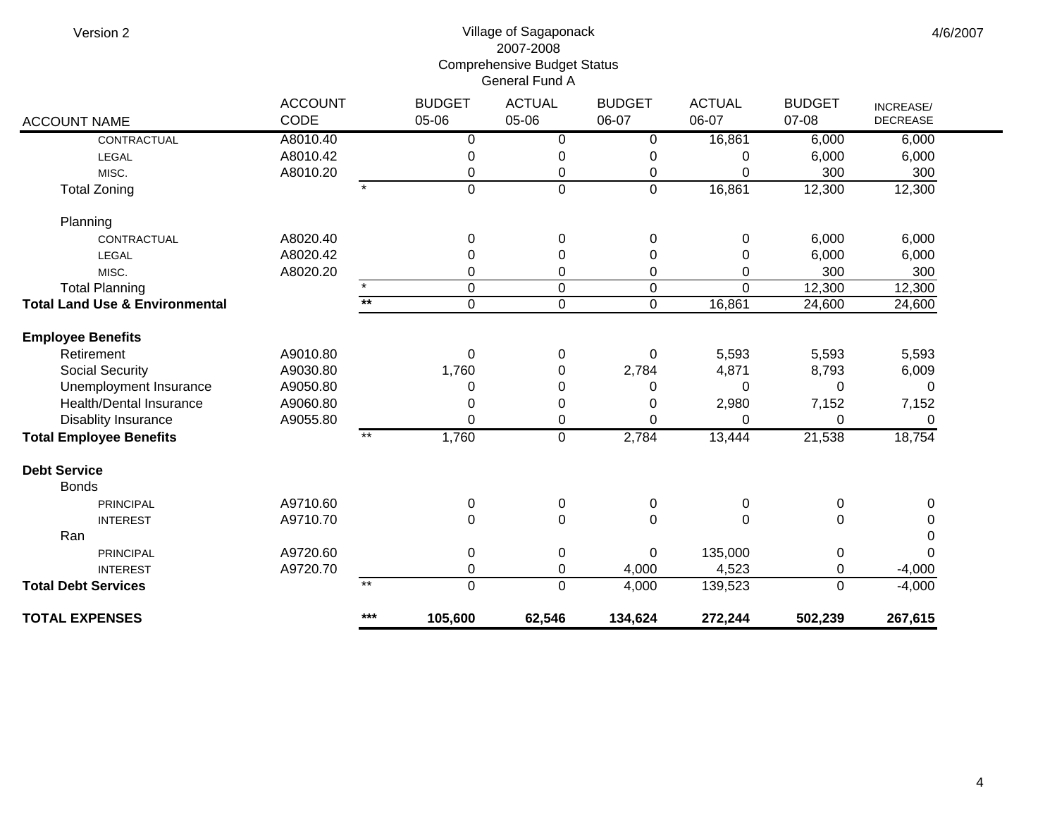Version 2

Village of Sagaponack
2007-2008
Comprehensive Budget Status
General Fund A

4/6/2007

| ACCOUNT NAME | ACCOUNT CODE | | BUDGET 05-06 | ACTUAL 05-06 | BUDGET 06-07 | ACTUAL 06-07 | BUDGET 07-08 | INCREASE/ DECREASE |
|---|---|---|---|---|---|---|---|---|
| CONTRACTUAL | A8010.40 | | 0 | 0 | 0 | 16,861 | 6,000 | 6,000 |
| LEGAL | A8010.42 | | 0 | 0 | 0 | 0 | 6,000 | 6,000 |
| MISC. | A8010.20 | | 0 | 0 | 0 | 0 | 300 | 300 |
| Total Zoning | | * | 0 | 0 | 0 | 16,861 | 12,300 | 12,300 |
| Planning | | | | | | | | |
| CONTRACTUAL | A8020.40 | | 0 | 0 | 0 | 0 | 6,000 | 6,000 |
| LEGAL | A8020.42 | | 0 | 0 | 0 | 0 | 6,000 | 6,000 |
| MISC. | A8020.20 | | 0 | 0 | 0 | 0 | 300 | 300 |
| Total Planning | | * | 0 | 0 | 0 | 0 | 12,300 | 12,300 |
| **Total Land Use & Environmental** | | ** | 0 | 0 | 0 | 16,861 | 24,600 | 24,600 |
| **Employee Benefits** | | | | | | | | |
| Retirement | A9010.80 | | 0 | 0 | 0 | 5,593 | 5,593 | 5,593 |
| Social Security | A9030.80 | | 1,760 | 0 | 2,784 | 4,871 | 8,793 | 6,009 |
| Unemployment Insurance | A9050.80 | | 0 | 0 | 0 | 0 | 0 | 0 |
| Health/Dental Insurance | A9060.80 | | 0 | 0 | 0 | 2,980 | 7,152 | 7,152 |
| Disablity Insurance | A9055.80 | | 0 | 0 | 0 | 0 | 0 | 0 |
| **Total Employee Benefits** | | ** | 1,760 | 0 | 2,784 | 13,444 | 21,538 | 18,754 |
| **Debt Service** | | | | | | | | |
| Bonds | | | | | | | | |
| PRINCIPAL | A9710.60 | | 0 | 0 | 0 | 0 | 0 | 0 |
| INTEREST | A9710.70 | | 0 | 0 | 0 | 0 | 0 | 0 |
| Ran | | | | | | | | 0 |
| PRINCIPAL | A9720.60 | | 0 | 0 | 0 | 135,000 | 0 | 0 |
| INTEREST | A9720.70 | | 0 | 0 | 4,000 | 4,523 | 0 | -4,000 |
| **Total Debt Services** | | ** | 0 | 0 | 4,000 | 139,523 | 0 | -4,000 |
| **TOTAL EXPENSES** | | *** | **105,600** | **62,546** | **134,624** | **272,244** | **502,239** | **267,615** |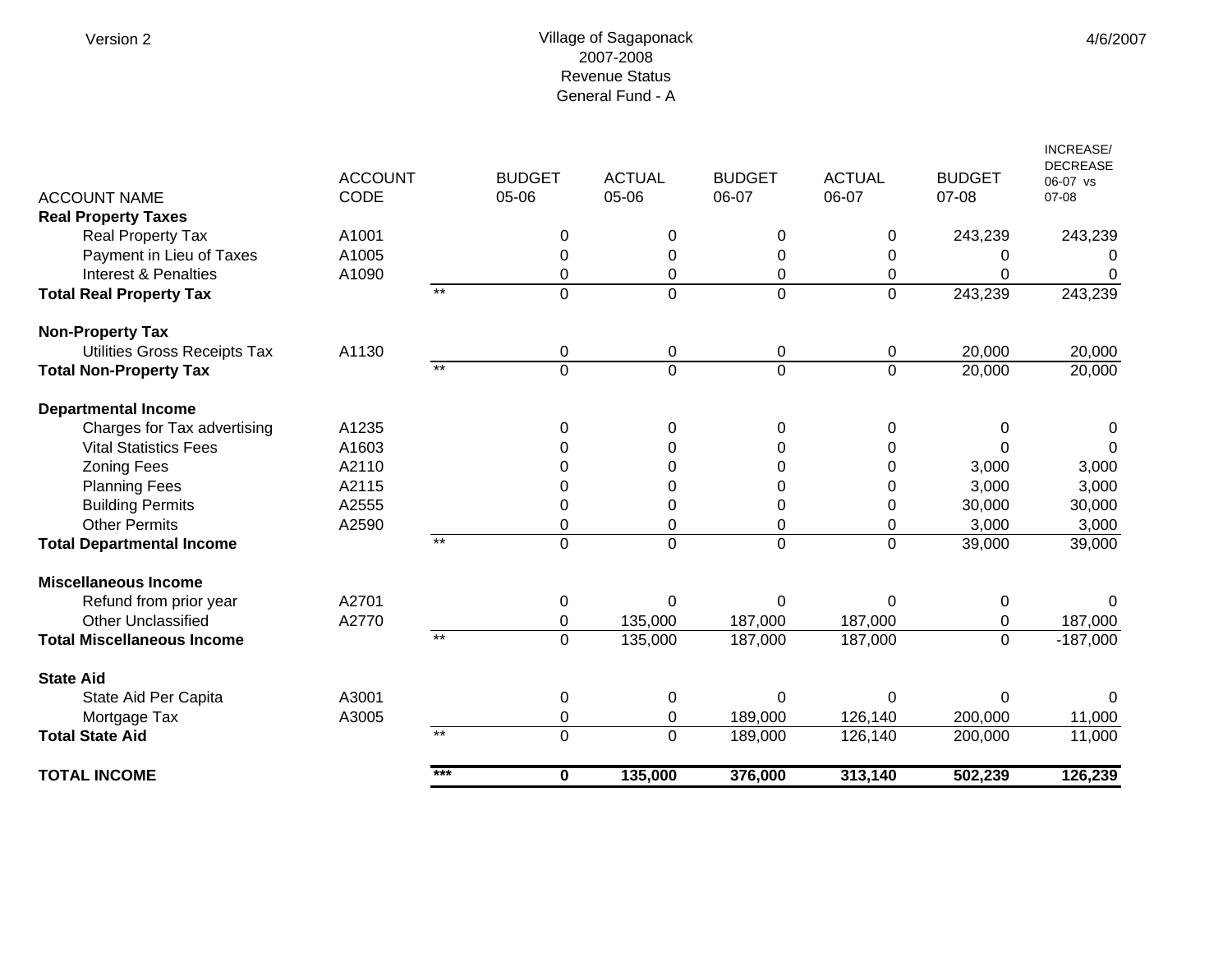Version 2

Village of Sagaponack
2007-2008
Revenue Status
General Fund - A

4/6/2007

| ACCOUNT NAME | ACCOUNT CODE | | BUDGET 05-06 | ACTUAL 05-06 | BUDGET 06-07 | ACTUAL 06-07 | BUDGET 07-08 | INCREASE/ DECREASE 06-07 vs 07-08 |
|---|---|---|---|---|---|---|---|---|
| **Real Property Taxes** | | | | | | | | |
| Real Property Tax | A1001 | | 0 | 0 | 0 | 0 | 243,239 | 243,239 |
| Payment in Lieu of Taxes | A1005 | | 0 | 0 | 0 | 0 | 0 | 0 |
| Interest & Penalties | A1090 | | 0 | 0 | 0 | 0 | 0 | 0 |
| **Total Real Property Tax** | | ** | 0 | 0 | 0 | 0 | 243,239 | 243,239 |
| | | | | | | | | |
| **Non-Property Tax** | | | | | | | | |
| Utilities Gross Receipts Tax | A1130 | | 0 | 0 | 0 | 0 | 20,000 | 20,000 |
| **Total Non-Property Tax** | | ** | 0 | 0 | 0 | 0 | 20,000 | 20,000 |
| | | | | | | | | |
| **Departmental Income** | | | | | | | | |
| Charges for Tax advertising | A1235 | | 0 | 0 | 0 | 0 | 0 | 0 |
| Vital Statistics Fees | A1603 | | 0 | 0 | 0 | 0 | 0 | 0 |
| Zoning Fees | A2110 | | 0 | 0 | 0 | 0 | 3,000 | 3,000 |
| Planning Fees | A2115 | | 0 | 0 | 0 | 0 | 3,000 | 3,000 |
| Building Permits | A2555 | | 0 | 0 | 0 | 0 | 30,000 | 30,000 |
| Other Permits | A2590 | | 0 | 0 | 0 | 0 | 3,000 | 3,000 |
| **Total Departmental Income** | | ** | 0 | 0 | 0 | 0 | 39,000 | 39,000 |
| | | | | | | | | |
| **Miscellaneous Income** | | | | | | | | |
| Refund from prior year | A2701 | | 0 | 0 | 0 | 0 | 0 | 0 |
| Other Unclassified | A2770 | | 0 | 135,000 | 187,000 | 187,000 | 0 | 187,000 |
| **Total Miscellaneous Income** | | ** | 0 | 135,000 | 187,000 | 187,000 | 0 | -187,000 |
| | | | | | | | | |
| **State Aid** | | | | | | | | |
| State Aid Per Capita | A3001 | | 0 | 0 | 0 | 0 | 0 | 0 |
| Mortgage Tax | A3005 | | 0 | 0 | 189,000 | 126,140 | 200,000 | 11,000 |
| **Total State Aid** | | ** | 0 | 0 | 189,000 | 126,140 | 200,000 | 11,000 |
| | | | | | | | | |
| **TOTAL INCOME** | | *** | **0** | **135,000** | **376,000** | **313,140** | **502,239** | **126,239** |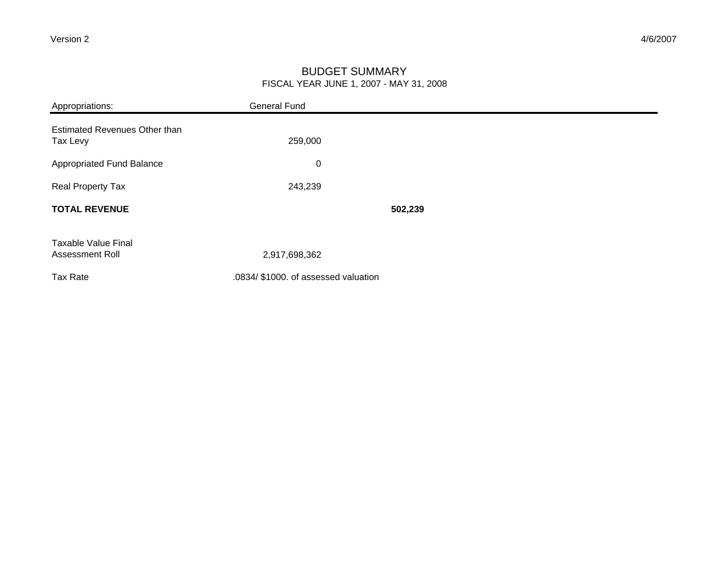# BUDGET SUMMARY

## FISCAL YEAR JUNE 1, 2007 - MAY 31, 2008

| Appropriations: | General Fund | |
|---|---|---|
| Estimated Revenues Other than Tax Levy | 259,000 | |
| Appropriated Fund Balance | 0 | |
| Real Property Tax | 243,239 | |
| **TOTAL REVENUE** | | **502,239** |
| Taxable Value Final Assessment Roll | 2,917,698,362 | |
| Tax Rate | .0834/ $1000. of assessed valuation | |